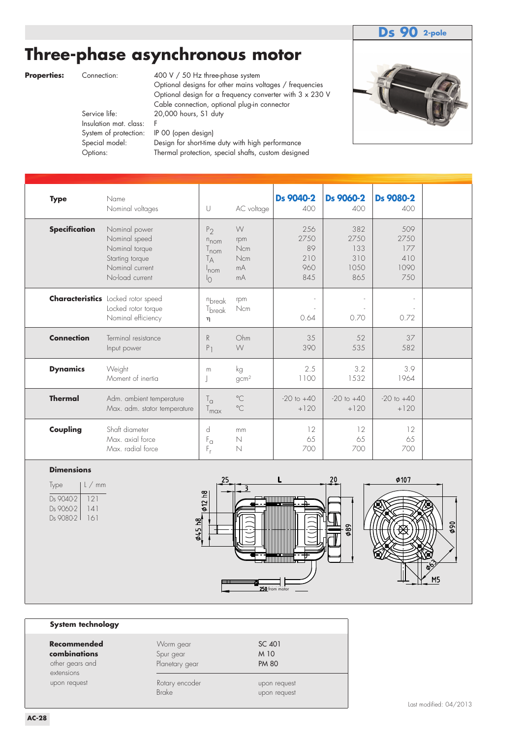**Ds 90** 2-pole

# Three-phase asynchronous motor

**Properties:**

| | |
|---|---|
| Connection: | 400 V / 50 Hz three-phase system<br>Optional designs for other mains voltages / frequencies<br>Optional design for a frequency converter with 3 x 230 V<br>Cable connection, optional plug-in connector |
| Service life: | 20,000 hours, S1 duty |
| Insulation mat. class: | F |
| System of protection: | IP 00 (open design) |
| Special model: | Design for short-time duty with high performance |
| Options: | Thermal protection, special shafts, custom designed |

| | | | | Ds 9040-2 | Ds 9060-2 | Ds 9080-2 |
|---|---|---|---|---|---|---|
| **Type** | Name<br>Nominal voltages | U | AC voltage | 400 | 400 | 400 |
| **Specification** | Nominal power | $P_2$ | W | 256 | 382 | 509 |
| | Nominal speed | $n_{nom}$ | rpm | 2750 | 2750 | 2750 |
| | Nominal torque | $T_{nom}$ | Ncm | 89 | 133 | 177 |
| | Starting torque | $T_A$ | Ncm | 210 | 310 | 410 |
| | Nominal current | $I_{nom}$ | mA | 960 | 1050 | 1090 |
| | No-load current | $I_0$ | mA | 845 | 865 | 750 |
| **Characteristics** | Locked rotor speed | $n_{break}$ | rpm | - | - | - |
| | Locked rotor torque | $T_{break}$ | Ncm | - | - | - |
| | Nominal efficiency | $\eta$ | | 0.64 | 0.70 | 0.72 |
| **Connection** | Terminal resistance | R | Ohm | 35 | 52 | 37 |
| | Input power | $P_1$ | W | 390 | 535 | 582 |
| **Dynamics** | Weight | m | kg | 2.5 | 3.2 | 3.9 |
| | Moment of inertia | J | gcm² | 1100 | 1532 | 1964 |
| **Thermal** | Adm. ambient temperature | $T_a$ | °C | -20 to +40 | -20 to +40 | -20 to +40 |
| | Max. adm. stator temperature | $T_{max}$ | °C | +120 | +120 | +120 |
| **Coupling** | Shaft diameter | d | mm | 12 | 12 | 12 |
| | Max. axial force | $F_a$ | N | 65 | 65 | 65 |
| | Max. radial force | $F_r$ | N | 700 | 700 | 700 |

**Dimensions**

| Type | L / mm |
|---|---|
| Ds 9040-2 | 121 |
| Ds 9060-2 | 141 |
| Ds 9080-2 | 161 |

25, 3, L, 20, ø12 h8, ø45 h8, ø89, ø107, ø90, ø63, M5, 250 from motor

**System technology**

| | | |
|---|---|---|
| **Recommended combinations** | Worm gear | SC 401 |
| | Spur gear | M 10 |
| | Planetary gear | PM 80 |
| other gears and extensions upon request | Rotary encoder | upon request |
| | Brake | upon request |

Last modified: 04/2013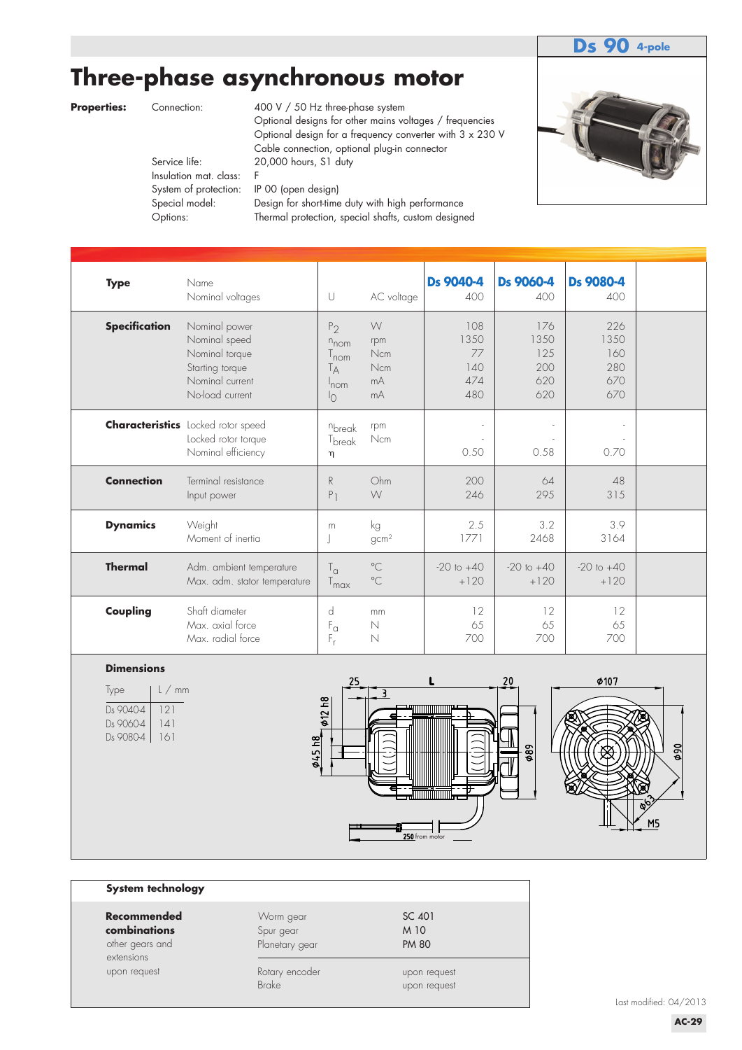# Three-phase asynchronous motor

**Ds 90** 4-pole

| | | |
|---|---|---|
| **Properties:** | Connection: | 400 V / 50 Hz three-phase system<br>Optional designs for other mains voltages / frequencies<br>Optional design for a frequency converter with 3 x 230 V<br>Cable connection, optional plug-in connector |
| | Service life: | 20,000 hours, S1 duty |
| | Insulation mat. class: | F |
| | System of protection: | IP 00 (open design) |
| | Special model: | Design for short-time duty with high performance |
| | Options: | Thermal protection, special shafts, custom designed |

| | | | | Ds 9040-4 | Ds 9060-4 | Ds 9080-4 |
|---|---|---|---|---|---|---|
| **Type** | Name | | | | | |
| | Nominal voltages | U | AC voltage | 400 | 400 | 400 |
| **Specification** | Nominal power | $P_2$ | W | 108 | 176 | 226 |
| | Nominal speed | $n_{nom}$ | rpm | 1350 | 1350 | 1350 |
| | Nominal torque | $T_{nom}$ | Ncm | 77 | 125 | 160 |
| | Starting torque | $T_A$ | Ncm | 140 | 200 | 280 |
| | Nominal current | $I_{nom}$ | mA | 474 | 620 | 670 |
| | No-load current | $I_0$ | mA | 480 | 620 | 670 |
| **Characteristics** | Locked rotor speed | $n_{break}$ | rpm | - | - | - |
| | Locked rotor torque | $T_{break}$ | Ncm | - | - | - |
| | Nominal efficiency | η | | 0.50 | 0.58 | 0.70 |
| **Connection** | Terminal resistance | R | Ohm | 200 | 64 | 48 |
| | Input power | $P_1$ | W | 246 | 295 | 315 |
| **Dynamics** | Weight | m | kg | 2.5 | 3.2 | 3.9 |
| | Moment of inertia | J | gcm² | 1771 | 2468 | 3164 |
| **Thermal** | Adm. ambient temperature | $T_a$ | °C | -20 to +40 | -20 to +40 | -20 to +40 |
| | Max. adm. stator temperature | $T_{max}$ | °C | +120 | +120 | +120 |
| **Coupling** | Shaft diameter | d | mm | 12 | 12 | 12 |
| | Max. axial force | $F_a$ | N | 65 | 65 | 65 |
| | Max. radial force | $F_r$ | N | 700 | 700 | 700 |

**Dimensions**

| Type | L / mm |
|---|---|
| Ds 9040-4 | 121 |
| Ds 9060-4 | 141 |
| Ds 9080-4 | 161 |

25
3
L
20
ø12 h8
ø45 h8
ø89
250 from motor
ø107
ø90
ø63
M5

**System technology**

| | | |
|---|---|---|
| **Recommended combinations** | Worm gear | SC 401 |
| | Spur gear | M 10 |
| | Planetary gear | PM 80 |
| other gears and extensions upon request | Rotary encoder | upon request |
| | Brake | upon request |

Last modified: 04/2013